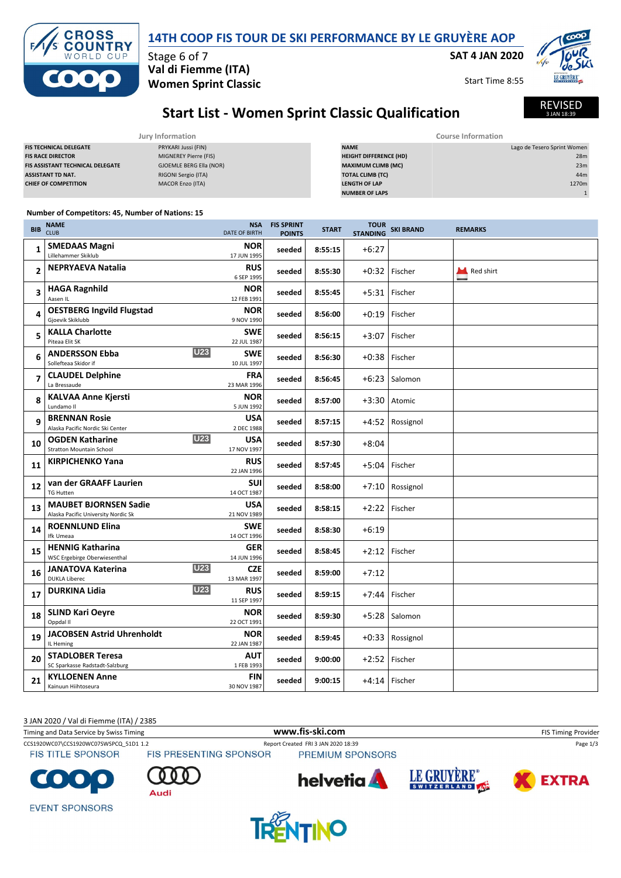# 14TH COOP FIS TOUR DE SKI PERFORMANCE BY LE GRUYÈRE AOP

Stage 6 of 7
**Val di Fiemme (ITA)**
**Women Sprint Classic**

**SAT 4 JAN 2020**
Start Time 8:55

## Start List - Women Sprint Classic Qualification

REVISED 3 JAN 18:39

| Jury Information | |
|---|---|
| FIS TECHNICAL DELEGATE | PRYKARI Jussi (FIN) |
| FIS RACE DIRECTOR | MIGNEREY Pierre (FIS) |
| FIS ASSISTANT TECHNICAL DELEGATE | GJOEMLE BERG Ella (NOR) |
| ASSISTANT TD NAT. | RIGONI Sergio (ITA) |
| CHIEF OF COMPETITION | MACOR Enzo (ITA) |

| Course Information | |
|---|---|
| NAME | Lago de Tesero Sprint Women |
| HEIGHT DIFFERENCE (HD) | 28m |
| MAXIMUM CLIMB (MC) | 23m |
| TOTAL CLIMB (TC) | 44m |
| LENGTH OF LAP | 1270m |
| NUMBER OF LAPS | 1 |

Number of Competitors: 45, Number of Nations: 15

| BIB | NAME / CLUB | NSA / DATE OF BIRTH | FIS SPRINT POINTS | START | TOUR STANDING | SKI BRAND | REMARKS |
|---|---|---|---|---|---|---|---|
| 1 | **SMEDAAS Magni** Lillehammer Skiklub | NOR 17 JUN 1995 | seeded | 8:55:15 | +6:27 | | |
| 2 | **NEPRYAEVA Natalia** | RUS 6 SEP 1995 | seeded | 8:55:30 | +0:32 | Fischer | Red shirt |
| 3 | **HAGA Ragnhild** Aasen IL | NOR 12 FEB 1991 | seeded | 8:55:45 | +5:31 | Fischer | |
| 4 | **OESTBERG Ingvild Flugstad** Gjoevik Skiklubb | NOR 9 NOV 1990 | seeded | 8:56:00 | +0:19 | Fischer | |
| 5 | **KALLA Charlotte** Piteaa Elit SK | SWE 22 JUL 1987 | seeded | 8:56:15 | +3:07 | Fischer | |
| 6 | **ANDERSSON Ebba** U23 Sollefteaa Skidor if | SWE 10 JUL 1997 | seeded | 8:56:30 | +0:38 | Fischer | |
| 7 | **CLAUDEL Delphine** La Bressaude | FRA 23 MAR 1996 | seeded | 8:56:45 | +6:23 | Salomon | |
| 8 | **KALVAA Anne Kjersti** Lundamo Il | NOR 5 JUN 1992 | seeded | 8:57:00 | +3:30 | Atomic | |
| 9 | **BRENNAN Rosie** Alaska Pacific Nordic Ski Center | USA 2 DEC 1988 | seeded | 8:57:15 | +4:52 | Rossignol | |
| 10 | **OGDEN Katharine** U23 Stratton Mountain School | USA 17 NOV 1997 | seeded | 8:57:30 | +8:04 | | |
| 11 | **KIRPICHENKO Yana** | RUS 22 JAN 1996 | seeded | 8:57:45 | +5:04 | Fischer | |
| 12 | **van der GRAAFF Laurien** TG Hutten | SUI 14 OCT 1987 | seeded | 8:58:00 | +7:10 | Rossignol | |
| 13 | **MAUBET BJORNSEN Sadie** Alaska Pacific University Nordic Sk | USA 21 NOV 1989 | seeded | 8:58:15 | +2:22 | Fischer | |
| 14 | **ROENNLUND Elina** Ifk Umeaa | SWE 14 OCT 1996 | seeded | 8:58:30 | +6:19 | | |
| 15 | **HENNIG Katharina** WSC Ergebirge Oberwiesenthal | GER 14 JUN 1996 | seeded | 8:58:45 | +2:12 | Fischer | |
| 16 | **JANATOVA Katerina** U23 DUKLA Liberec | CZE 13 MAR 1997 | seeded | 8:59:00 | +7:12 | | |
| 17 | **DURKINA Lidia** U23 | RUS 11 SEP 1997 | seeded | 8:59:15 | +7:44 | Fischer | |
| 18 | **SLIND Kari Oeyre** Oppdal Il | NOR 22 OCT 1991 | seeded | 8:59:30 | +5:28 | Salomon | |
| 19 | **JACOBSEN Astrid Uhrenholdt** IL Heming | NOR 22 JAN 1987 | seeded | 8:59:45 | +0:33 | Rossignol | |
| 20 | **STADLOBER Teresa** SC Sparkasse Radstadt-Salzburg | AUT 1 FEB 1993 | seeded | 9:00:00 | +2:52 | Fischer | |
| 21 | **KYLLOENEN Anne** Kainuun Hiihtoseura | FIN 30 NOV 1987 | seeded | 9:00:15 | +4:14 | Fischer | |

3 JAN 2020 / Val di Fiemme (ITA) / 2385
Timing and Data Service by Swiss Timing — www.fis-ski.com — FIS Timing Provider
CCS1920WC07\CCS1920WC07SWSPCQ_51D1 1.2 — Report Created FRI 3 JAN 2020 18:39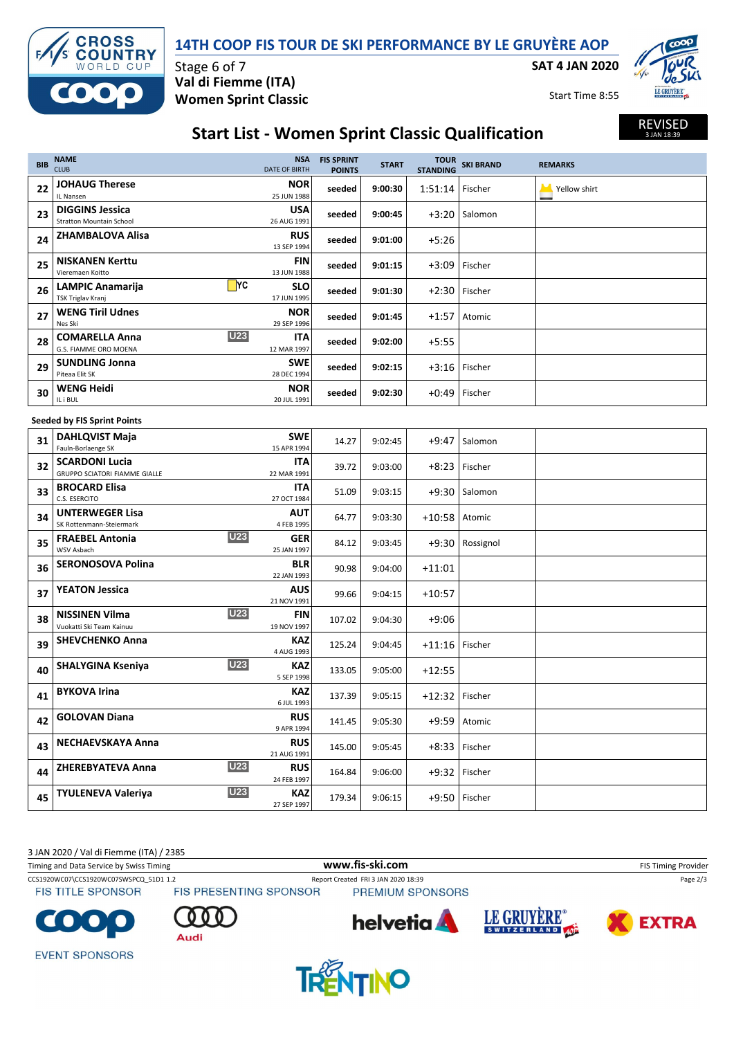# 14TH COOP FIS TOUR DE SKI PERFORMANCE BY LE GRUYÈRE AOP

Stage 6 of 7
**Val di Fiemme (ITA)**
**Women Sprint Classic**

**SAT 4 JAN 2020**
Start Time 8:55

## Start List - Women Sprint Classic Qualification

REVISED 3 JAN 18:39

| BIB | NAME / CLUB | | NSA / DATE OF BIRTH | FIS SPRINT POINTS | START | TOUR STANDING | SKI BRAND | REMARKS |
|---|---|---|---|---|---|---|---|---|
| 22 | **JOHAUG Therese** IL Nansen | | **NOR** 25 JUN 1988 | seeded | 9:00:30 | 1:51:14 | Fischer | Yellow shirt |
| 23 | **DIGGINS Jessica** Stratton Mountain School | | **USA** 26 AUG 1991 | seeded | 9:00:45 | +3:20 | Salomon | |
| 24 | **ZHAMBALOVA Alisa** | | **RUS** 13 SEP 1994 | seeded | 9:01:00 | +5:26 | | |
| 25 | **NISKANEN Kerttu** Vieremaen Koitto | | **FIN** 13 JUN 1988 | seeded | 9:01:15 | +3:09 | Fischer | |
| 26 | **LAMPIC Anamarija** TSK Triglav Kranj | YC | **SLO** 17 JUN 1995 | seeded | 9:01:30 | +2:30 | Fischer | |
| 27 | **WENG Tiril Udnes** Nes Ski | | **NOR** 29 SEP 1996 | seeded | 9:01:45 | +1:57 | Atomic | |
| 28 | **COMARELLA Anna** G.S. FIAMME ORO MOENA | U23 | **ITA** 12 MAR 1997 | seeded | 9:02:00 | +5:55 | | |
| 29 | **SUNDLING Jonna** Piteaa Elit SK | | **SWE** 28 DEC 1994 | seeded | 9:02:15 | +3:16 | Fischer | |
| 30 | **WENG Heidi** IL i BUL | | **NOR** 20 JUL 1991 | seeded | 9:02:30 | +0:49 | Fischer | |

**Seeded by FIS Sprint Points**

| BIB | NAME / CLUB | | NSA / DATE OF BIRTH | FIS SPRINT POINTS | START | TOUR STANDING | SKI BRAND | REMARKS |
|---|---|---|---|---|---|---|---|---|
| 31 | **DAHLQVIST Maja** Fauln-Borlaenge SK | | **SWE** 15 APR 1994 | 14.27 | 9:02:45 | +9:47 | Salomon | |
| 32 | **SCARDONI Lucia** GRUPPO SCIATORI FIAMME GIALLE | | **ITA** 22 MAR 1991 | 39.72 | 9:03:00 | +8:23 | Fischer | |
| 33 | **BROCARD Elisa** C.S. ESERCITO | | **ITA** 27 OCT 1984 | 51.09 | 9:03:15 | +9:30 | Salomon | |
| 34 | **UNTERWEGER Lisa** SK Rottenmann-Steiermark | | **AUT** 4 FEB 1995 | 64.77 | 9:03:30 | +10:58 | Atomic | |
| 35 | **FRAEBEL Antonia** WSV Asbach | U23 | **GER** 25 JAN 1997 | 84.12 | 9:03:45 | +9:30 | Rossignol | |
| 36 | **SERONOSOVA Polina** | | **BLR** 22 JAN 1993 | 90.98 | 9:04:00 | +11:01 | | |
| 37 | **YEATON Jessica** | | **AUS** 21 NOV 1991 | 99.66 | 9:04:15 | +10:57 | | |
| 38 | **NISSINEN Vilma** Vuokatti Ski Team Kainuu | U23 | **FIN** 19 NOV 1997 | 107.02 | 9:04:30 | +9:06 | | |
| 39 | **SHEVCHENKO Anna** | | **KAZ** 4 AUG 1993 | 125.24 | 9:04:45 | +11:16 | Fischer | |
| 40 | **SHALYGINA Kseniya** | U23 | **KAZ** 5 SEP 1998 | 133.05 | 9:05:00 | +12:55 | | |
| 41 | **BYKOVA Irina** | | **KAZ** 6 JUL 1993 | 137.39 | 9:05:15 | +12:32 | Fischer | |
| 42 | **GOLOVAN Diana** | | **RUS** 9 APR 1994 | 141.45 | 9:05:30 | +9:59 | Atomic | |
| 43 | **NECHAEVSKAYA Anna** | | **RUS** 21 AUG 1991 | 145.00 | 9:05:45 | +8:33 | Fischer | |
| 44 | **ZHEREBYATEVA Anna** | U23 | **RUS** 24 FEB 1997 | 164.84 | 9:06:00 | +9:32 | Fischer | |
| 45 | **TYULENEVA Valeriya** | U23 | **KAZ** 27 SEP 1997 | 179.34 | 9:06:15 | +9:50 | Fischer | |

3 JAN 2020 / Val di Fiemme (ITA) / 2385
Timing and Data Service by Swiss Timing — www.fis-ski.com — FIS Timing Provider
CCS1920WC07\CCS1920WC07SWSPCQ_51D1 1.2 — Report Created FRI 3 JAN 2020 18:39

FIS TITLE SPONSOR — FIS PRESENTING SPONSOR — PREMIUM SPONSORS — EVENT SPONSORS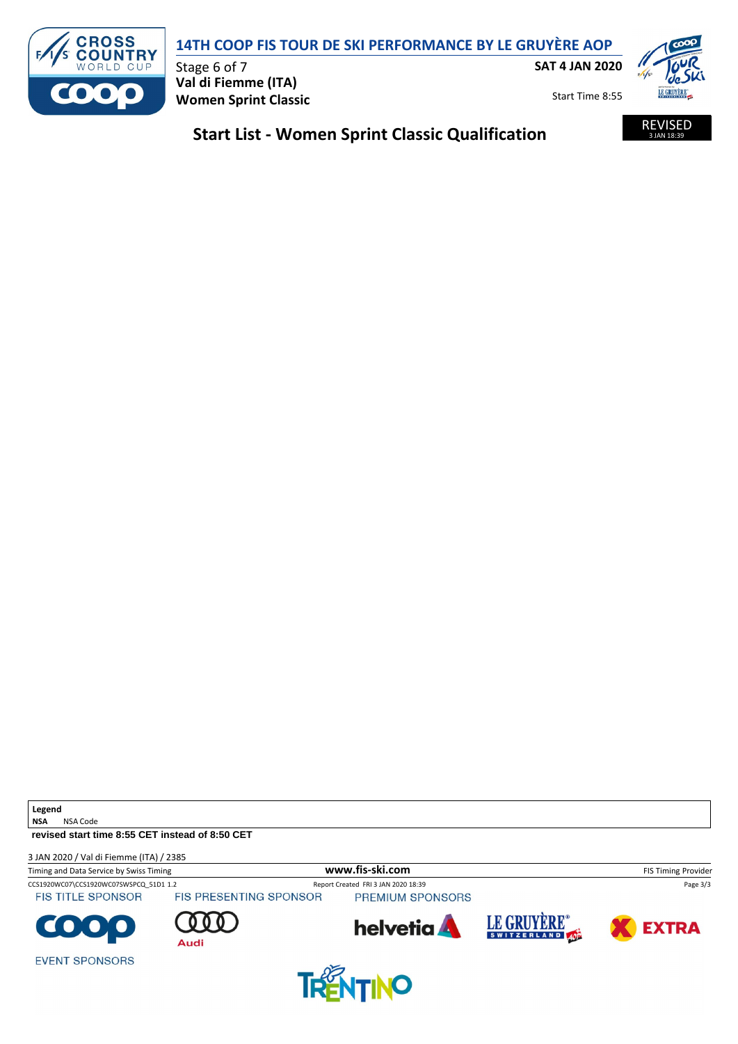## 14TH COOP FIS TOUR DE SKI PERFORMANCE BY LE GRUYÈRE AOP

Stage 6 of 7
**Val di Fiemme (ITA)**
**Women Sprint Classic**

**SAT 4 JAN 2020**

Start Time 8:55

# Start List - Women Sprint Classic Qualification

REVISED
3 JAN 18:39

**Legend**
**NSA** NSA Code

**revised start time 8:55 CET instead of 8:50 CET**

3 JAN 2020 / Val di Fiemme (ITA) / 2385

Timing and Data Service by Swiss Timing

www.fis-ski.com

FIS Timing Provider

CCS1920WC07\CCS1920WC07SWSPCQ_51D1 1.2

Report Created FRI 3 JAN 2020 18:39